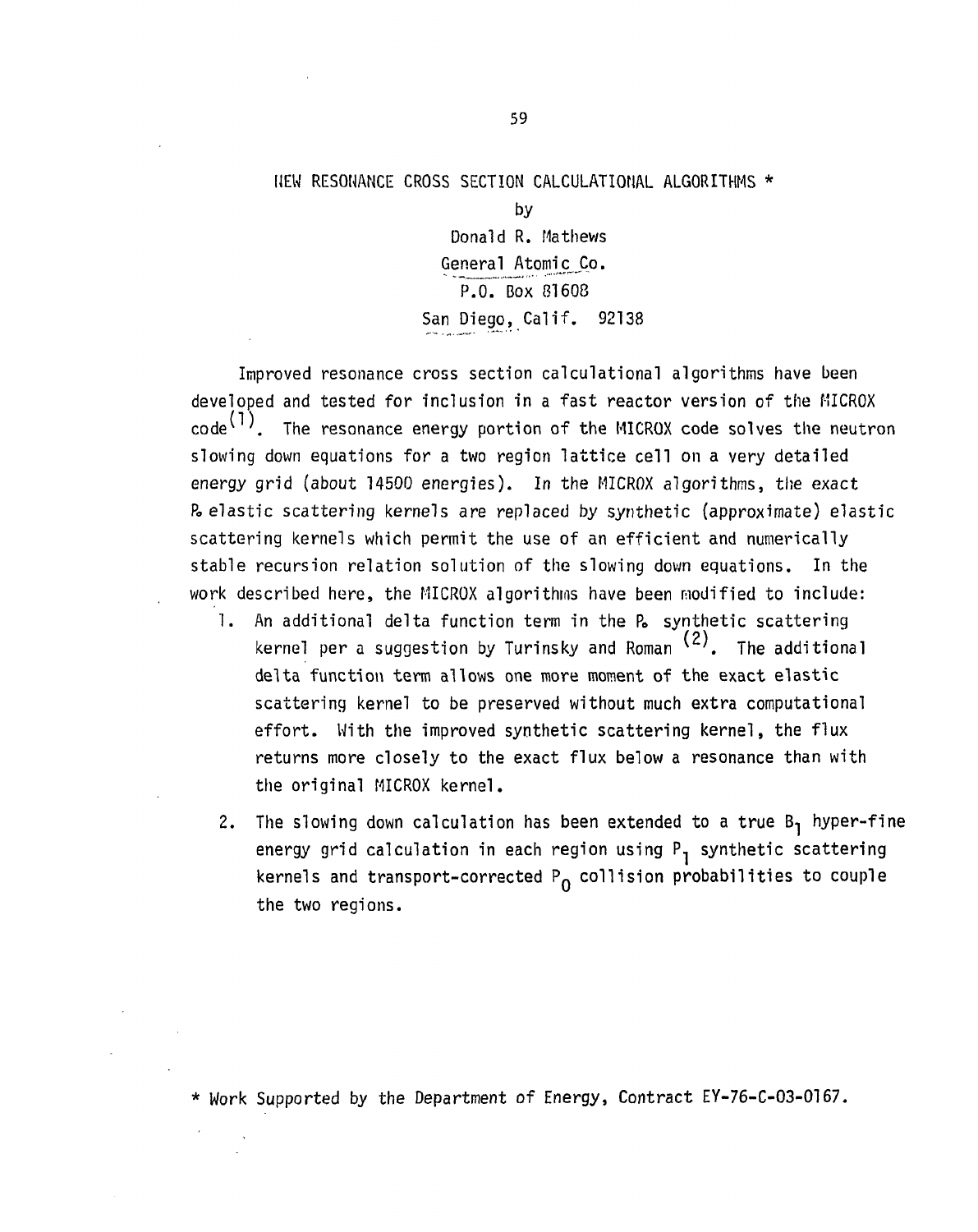# NEW RESONANCE CROSS SECTION CALCULATIONAL ALGORITHMS *

by

Donald R. Mathews
General Atomic Co.
P.O. Box 81608
San Diego, Calif. 92138

Improved resonance cross section calculational algorithms have been developed and tested for inclusion in a fast reactor version of the MICROX code[1]. The resonance energy portion of the MICROX code solves the neutron slowing down equations for a two region lattice cell on a very detailed energy grid (about 14500 energies). In the MICROX algorithms, the exact $P_0$ elastic scattering kernels are replaced by synthetic (approximate) elastic scattering kernels which permit the use of an efficient and numerically stable recursion relation solution of the slowing down equations. In the work described here, the MICROX algorithms have been modified to include:

1. An additional delta function term in the $P_0$ synthetic scattering kernel per a suggestion by Turinsky and Roman [2]. The additional delta function term allows one more moment of the exact elastic scattering kernel to be preserved without much extra computational effort. With the improved synthetic scattering kernel, the flux returns more closely to the exact flux below a resonance than with the original MICROX kernel.

2. The slowing down calculation has been extended to a true $B_1$ hyper-fine energy grid calculation in each region using $P_1$ synthetic scattering kernels and transport-corrected $P_0$ collision probabilities to couple the two regions.

\* Work Supported by the Department of Energy, Contract EY-76-C-03-0167.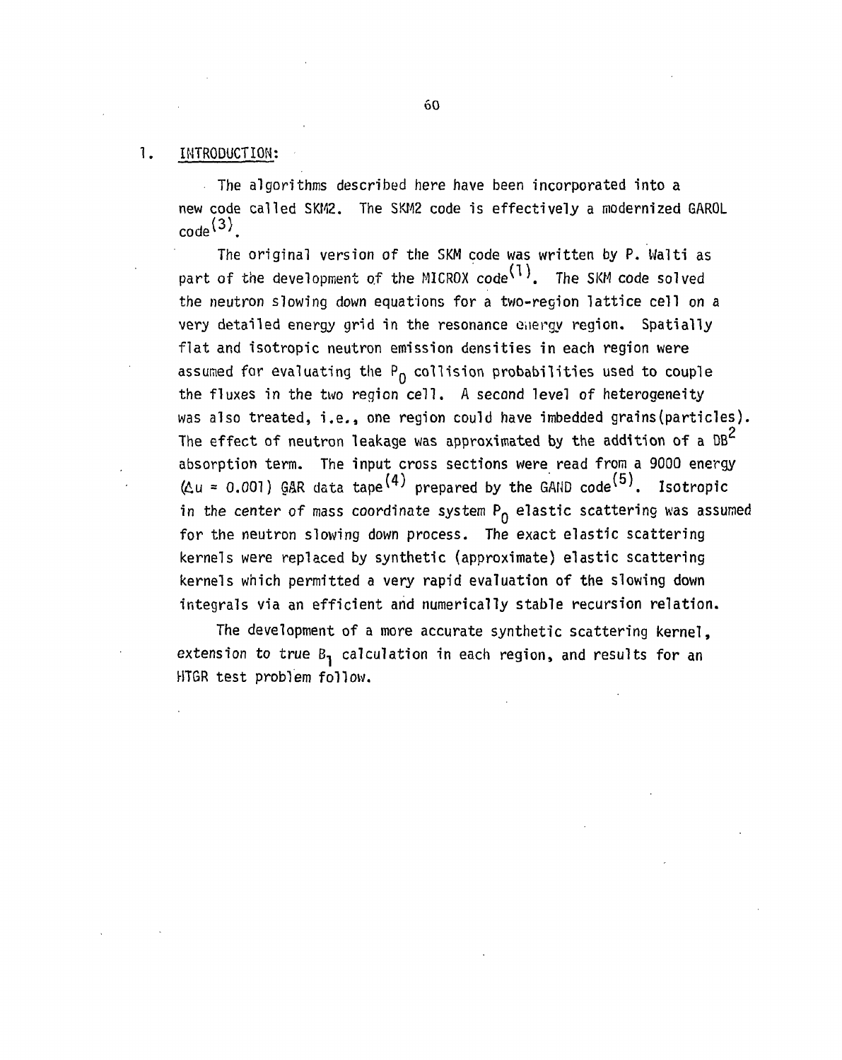## 1. INTRODUCTION:

The algorithms described here have been incorporated into a new code called SKM2. The SKM2 code is effectively a modernized GAROL code[3].

The original version of the SKM code was written by P. Walti as part of the development of the MICROX code[1]. The SKM code solved the neutron slowing down equations for a two-region lattice cell on a very detailed energy grid in the resonance energy region. Spatially flat and isotropic neutron emission densities in each region were assumed for evaluating the $P_0$ collision probabilities used to couple the fluxes in the two region cell. A second level of heterogeneity was also treated, i.e., one region could have imbedded grains(particles). The effect of neutron leakage was approximated by the addition of a $DB^2$ absorption term. The input cross sections were read from a 9000 energy ($\Delta u = 0.001$) GAR data tape[4] prepared by the GAND code[5]. Isotropic in the center of mass coordinate system $P_0$ elastic scattering was assumed for the neutron slowing down process. The exact elastic scattering kernels were replaced by synthetic (approximate) elastic scattering kernels which permitted a very rapid evaluation of the slowing down integrals via an efficient and numerically stable recursion relation.

The development of a more accurate synthetic scattering kernel, extension to true $B_1$ calculation in each region, and results for an HTGR test problem follow.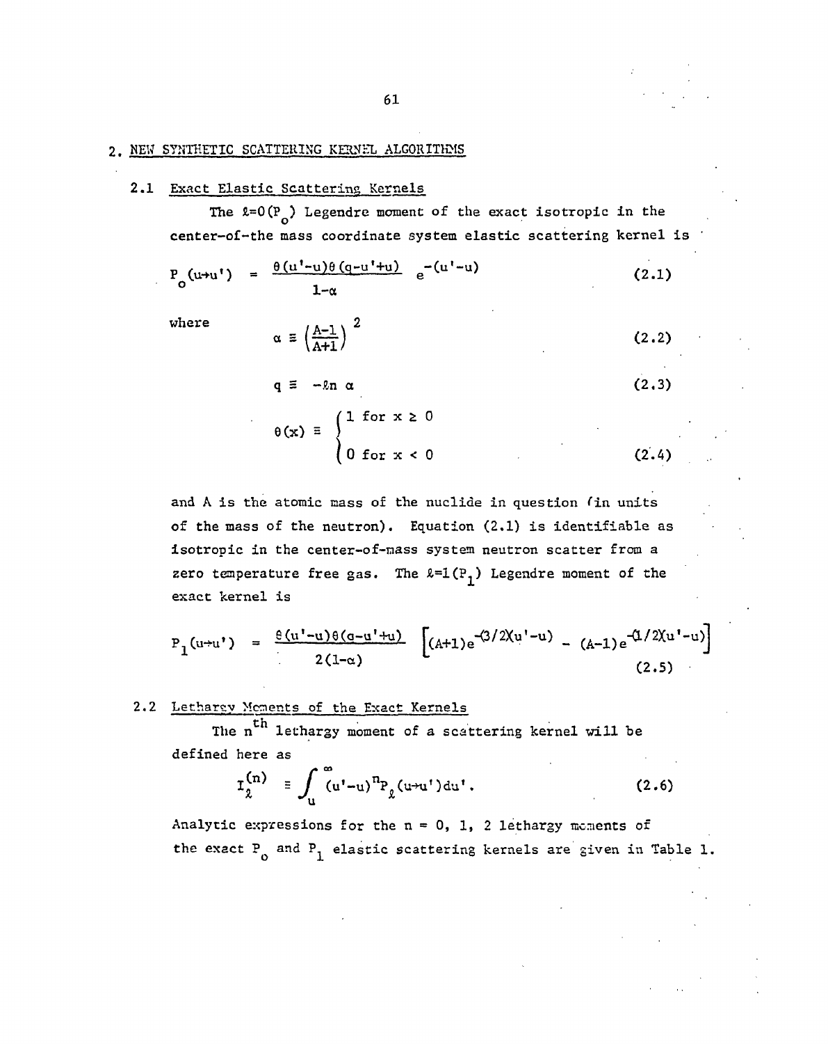## 2. NEW SYNTHETIC SCATTERING KERNEL ALGORITHMS

### 2.1 Exact Elastic Scattering Kernels

The $\ell=0(P_o)$ Legendre moment of the exact isotropic in the center-of-the mass coordinate system elastic scattering kernel is

$$P_o(u\to u') = \frac{\theta(u'-u)\theta(q-u'+u)}{1-\alpha} e^{-(u'-u)} \tag{2.1}$$

where

$$\alpha \equiv \left(\frac{A-1}{A+1}\right)^2 \tag{2.2}$$

$$q \equiv -\ln \alpha \tag{2.3}$$

$$\theta(x) \equiv \begin{cases} 1 \text{ for } x \geq 0 \\ 0 \text{ for } x < 0 \end{cases} \tag{2.4}$$

and A is the atomic mass of the nuclide in question (in units of the mass of the neutron). Equation (2.1) is identifiable as isotropic in the center-of-mass system neutron scatter from a zero temperature free gas. The $\ell=1(P_1)$ Legendre moment of the exact kernel is

$$P_1(u\to u') = \frac{\theta(u'-u)\theta(q-u'+u)}{2(1-\alpha)} \left[(A+1)e^{-(3/2)(u'-u)} - (A-1)e^{-(1/2)(u'-u)}\right] \tag{2.5}$$

### 2.2 Lethargy Moments of the Exact Kernels

The $n^{th}$ lethargy moment of a scattering kernel will be defined here as

$$I_\ell^{(n)} \equiv \int_u^\infty (u'-u)^n P_\ell(u\to u')du'. \tag{2.6}$$

Analytic expressions for the n = 0, 1, 2 lethargy moments of the exact $P_o$ and $P_1$ elastic scattering kernels are given in Table 1.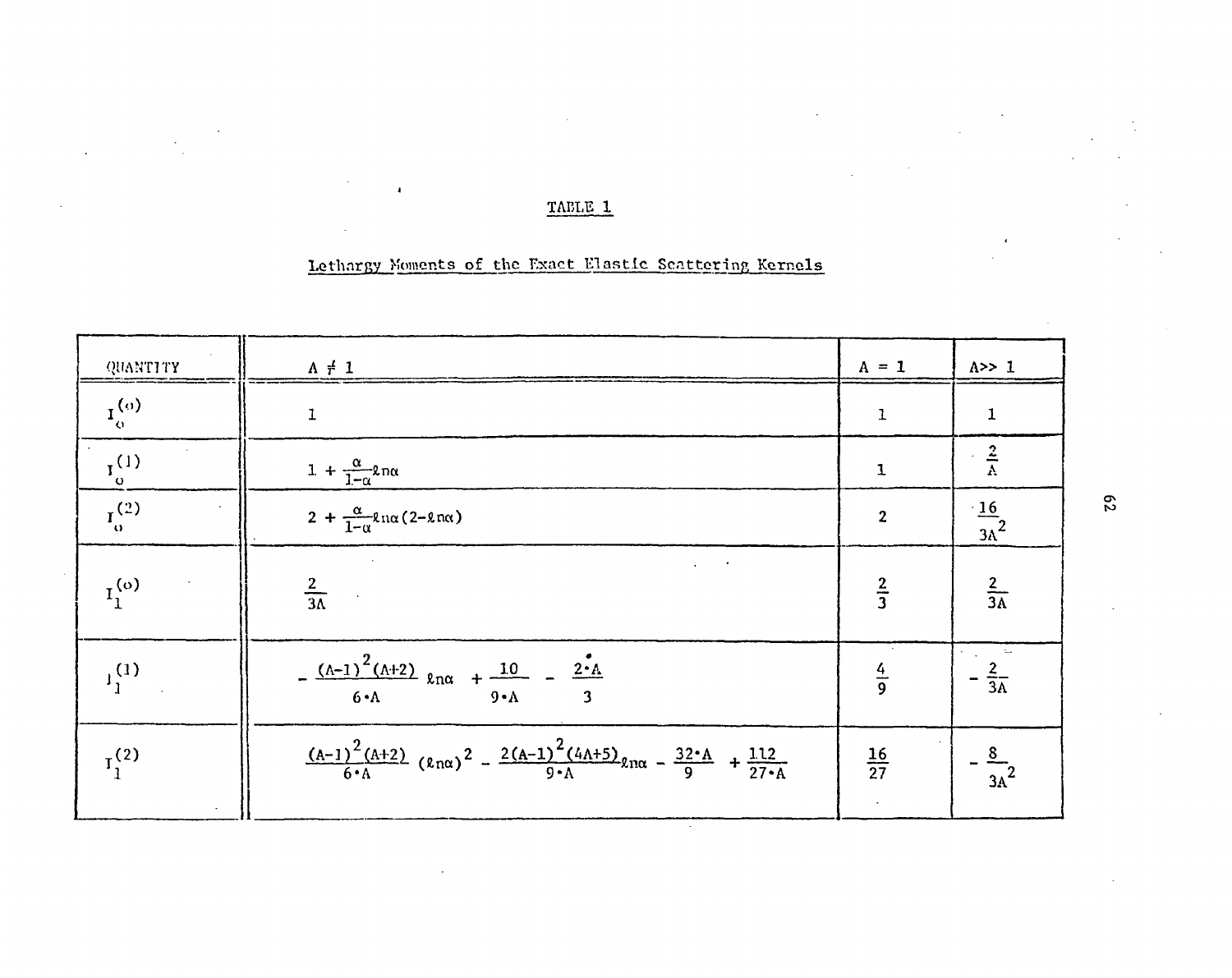TABLE 1

Lethargy Moments of the Exact Elastic Scattering Kernels

| QUANTITY | $A \neq 1$ | $A = 1$ | $A \gg 1$ |
|---|---|---|---|
| $I_0^{(0)}$ | $1$ | $1$ | $1$ |
| $I_0^{(1)}$ | $1 + \frac{\alpha}{1-\alpha}\ln\alpha$ | $1$ | $\frac{2}{A}$ |
| $I_0^{(2)}$ | $2 + \frac{\alpha}{1-\alpha}\ln\alpha(2-\ln\alpha)$ | $2$ | $\frac{16}{3A^2}$ |
| $I_1^{(0)}$ | $\frac{2}{3A}$ | $\frac{2}{3}$ | $\frac{2}{3A}$ |
| $I_1^{(1)}$ | $-\frac{(A-1)^2(A+2)}{6\cdot A}\ln\alpha + \frac{10}{9\cdot A} - \frac{2\cdot A}{3}$ | $\frac{4}{9}$ | $-\frac{2}{3A}$ |
| $I_1^{(2)}$ | $\frac{(A-1)^2(A+2)}{6\cdot A}(\ln\alpha)^2 - \frac{2(A-1)^2(4A+5)}{9\cdot A}\ln\alpha - \frac{32\cdot A}{9} + \frac{112}{27\cdot A}$ | $\frac{16}{27}$ | $-\frac{8}{3A^2}$ |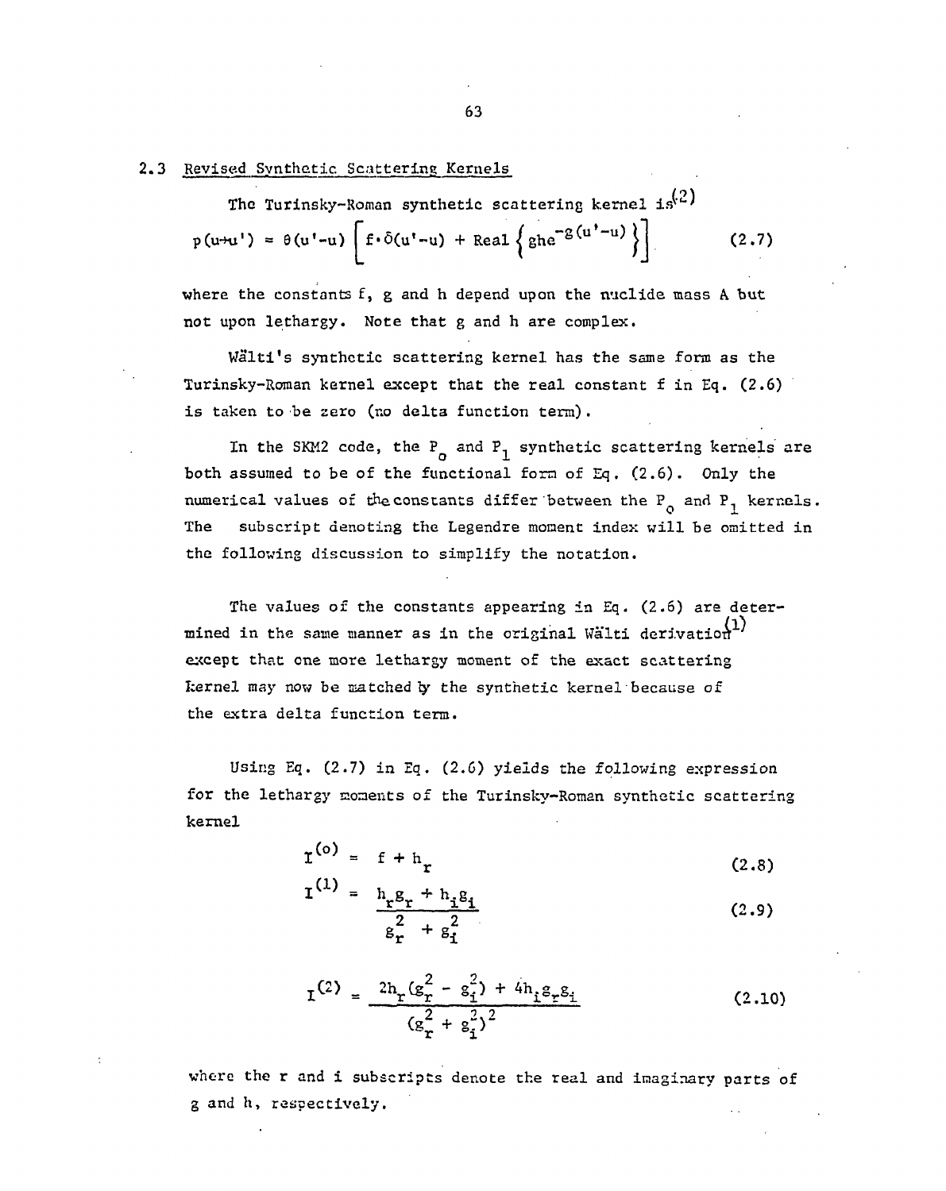## 2.3 Revised Synthetic Scattering Kernels

The Turinsky-Roman synthetic scattering kernel is[2]

$$p(u \to u') = \theta(u'-u)\left[f \cdot \delta(u'-u) + \text{Real}\left\{ g h e^{-g(u'-u)} \right\}\right] \tag{2.7}$$

where the constants f, g and h depend upon the nuclide mass A but not upon lethargy. Note that g and h are complex.

Wälti's synthetic scattering kernel has the same form as the Turinsky-Roman kernel except that the real constant f in Eq. (2.6) is taken to be zero (no delta function term).

In the SKM2 code, the $P_0$ and $P_1$ synthetic scattering kernels are both assumed to be of the functional form of Eq. (2.6). Only the numerical values of the constants differ between the $P_0$ and $P_1$ kernels. The subscript denoting the Legendre moment index will be omitted in the following discussion to simplify the notation.

The values of the constants appearing in Eq. (2.6) are determined in the same manner as in the original Wälti derivation[1] except that one more lethargy moment of the exact scattering kernel may now be matched by the synthetic kernel because of the extra delta function term.

Using Eq. (2.7) in Eq. (2.6) yields the following expression for the lethargy moments of the Turinsky-Roman synthetic scattering kernel

$$I^{(o)} = f + h_r \tag{2.8}$$

$$I^{(1)} = \frac{h_r g_r + h_i g_i}{g_r^2 + g_i^2} \tag{2.9}$$

$$I^{(2)} = \frac{2h_r(g_r^2 - g_i^2) + 4h_i g_r g_i}{(g_r^2 + g_i^2)^2} \tag{2.10}$$

where the r and i subscripts denote the real and imaginary parts of g and h, respectively.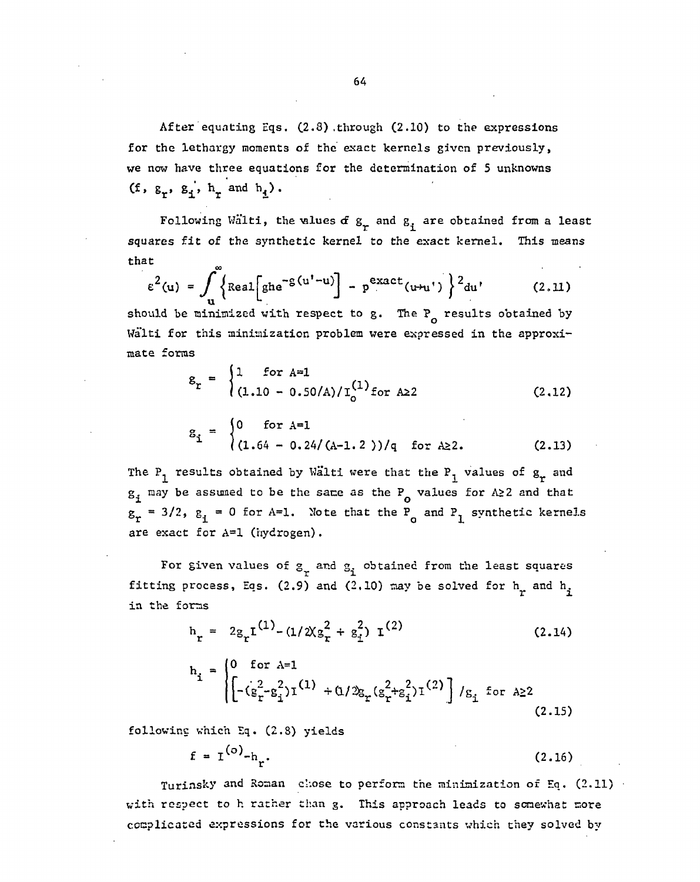After equating Eqs. (2.8) through (2.10) to the expressions for the lethargy moments of the exact kernels given previously, we now have three equations for the determination of 5 unknowns ($f$, $g_r$, $g_i$, $h_r$ and $h_i$).

Following Wälti, the values of $g_r$ and $g_i$ are obtained from a least squares fit of the synthetic kernel to the exact kernel. This means that

$$\varepsilon^2(u) = \int_u^\infty \left\{ \text{Real}\left[ ghe^{-g(u'-u)} \right] - p^{\text{exact}}(u+u') \right\}^2 du' \qquad (2.11)$$

should be minimized with respect to $g$. The $P_o$ results obtained by Wälti for this minimization problem were expressed in the approximate forms

$$g_r = \begin{cases} 1 & \text{for } A=1 \\ (1.10 - 0.50/A)/I_o^{(1)} & \text{for } A\geq 2 \end{cases} \qquad (2.12)$$

$$g_i = \begin{cases} 0 & \text{for } A=1 \\ (1.64 - 0.24/(A-1.2))/q & \text{for } A\geq 2. \end{cases} \qquad (2.13)$$

The $P_1$ results obtained by Wälti were that the $P_1$ values of $g_r$ and $g_i$ may be assumed to be the same as the $P_o$ values for $A\geq 2$ and that $g_r = 3/2$, $g_i = 0$ for $A=1$. Note that the $P_o$ and $P_1$ synthetic kernels are exact for $A=1$ (hydrogen).

For given values of $g_r$ and $g_i$ obtained from the least squares fitting process, Eqs. (2.9) and (2.10) may be solved for $h_r$ and $h_i$ in the forms

$$h_r = 2g_r I^{(1)} - (1/2)(g_r^2 + g_i^2)\, I^{(2)} \qquad (2.14)$$

$$h_i = \begin{cases} 0 & \text{for } A=1 \\ \left[ -(g_r^2 - g_i^2) I^{(1)} + (1/2) g_r (g_r^2 + g_i^2) I^{(2)} \right] / g_i & \text{for } A\geq 2 \end{cases} \qquad (2.15)$$

following which Eq. (2.8) yields

$$f = I^{(o)} - h_r. \qquad (2.16)$$

Turinsky and Roman chose to perform the minimization of Eq. (2.11) with respect to h rather than g. This approach leads to somewhat more complicated expressions for the various constants which they solved by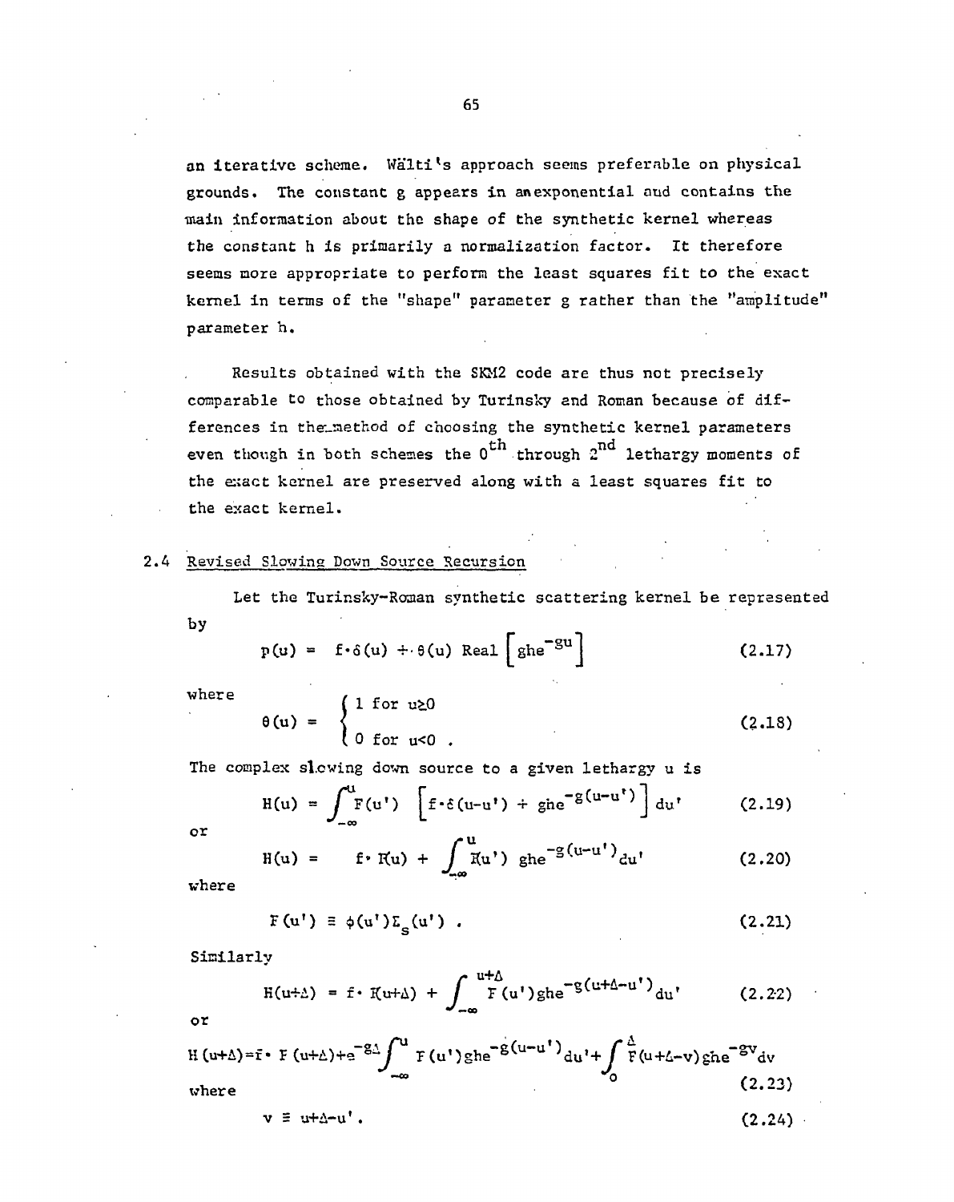an iterative scheme. Wälti's approach seems preferable on physical grounds. The constant g appears in an exponential and contains the main information about the shape of the synthetic kernel whereas the constant h is primarily a normalization factor. It therefore seems more appropriate to perform the least squares fit to the exact kernel in terms of the "shape" parameter g rather than the "amplitude" parameter h.

Results obtained with the SKM2 code are thus not precisely comparable to those obtained by Turinsky and Roman because of differences in the method of choosing the synthetic kernel parameters even though in both schemes the $0^{th}$ through $2^{nd}$ lethargy moments of the exact kernel are preserved along with a least squares fit to the exact kernel.

## 2.4 Revised Slowing Down Source Recursion

Let the Turinsky-Roman synthetic scattering kernel be represented by

$$p(u) = f\cdot\delta(u) + \theta(u)\ \text{Real}\left[ghe^{-gu}\right] \tag{2.17}$$

where

$$\theta(u) = \begin{cases} 1 \text{ for } u\geq 0 \\ 0 \text{ for } u<0 \ . \end{cases} \tag{2.18}$$

The complex slowing down source to a given lethargy u is

$$H(u) = \int_{-\infty}^{u} F(u')\ \left[f\cdot\delta(u-u') + ghe^{-g(u-u')}\right] du' \tag{2.19}$$

or

$$H(u) = f\cdot F(u) + \int_{-\infty}^{u} F(u')\ ghe^{-g(u-u')} du' \tag{2.20}$$

where

$$F(u') \equiv \phi(u')\Sigma_s(u') \ . \tag{2.21}$$

Similarly

$$H(u+\Delta) = f\cdot F(u+\Delta) + \int_{-\infty}^{u+\Delta} F(u')ghe^{-g(u+\Delta-u')} du' \tag{2.22}$$

or

$$H(u+\Delta) = f\cdot F(u+\Delta) + e^{-g\Delta}\int_{-\infty}^{u} F(u')ghe^{-g(u-u')} du' + \int_{0}^{\Delta} F(u+\Delta-v)ghe^{-gv} dv \tag{2.23}$$

where

$$v \equiv u+\Delta-u' \ . \tag{2.24}$$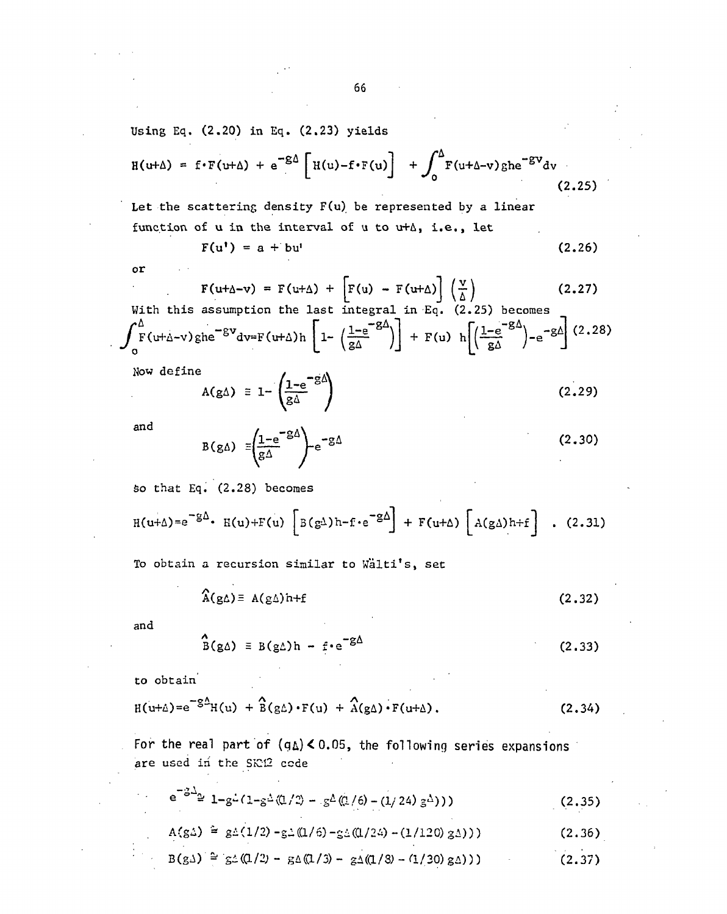Using Eq. (2.20) in Eq. (2.23) yields

$$H(u+\Delta) = f\cdot F(u+\Delta) + e^{-g\Delta}\left[H(u)-f\cdot F(u)\right] + \int_0^{\Delta} F(u+\Delta-v)ghe^{-gv}dv \tag{2.25}$$

Let the scattering density $F(u)$ be represented by a linear function of u in the interval of u to $u+\Delta$, i.e., let

$$F(u') = a + bu' \tag{2.26}$$

or

$$F(u+\Delta-v) = F(u+\Delta) + \left[F(u) - F(u+\Delta)\right]\left(\frac{v}{\Delta}\right) \tag{2.27}$$

With this assumption the last integral in Eq. (2.25) becomes

$$\int_0^{\Delta} F(u+\Delta-v)ghe^{-gv}dv = F(u+\Delta)h\left[1-\left(\frac{1-e^{-g\Delta}}{g\Delta}\right)\right] + F(u)\, h\left[\left(\frac{1-e^{-g\Delta}}{g\Delta}\right)-e^{-g\Delta}\right] \tag{2.28}$$

Now define

$$A(g\Delta) \equiv 1-\left(\frac{1-e^{-g\Delta}}{g\Delta}\right) \tag{2.29}$$

and

$$B(g\Delta) \equiv \left(\frac{1-e^{-g\Delta}}{g\Delta}\right)-e^{-g\Delta} \tag{2.30}$$

so that Eq. (2.28) becomes

$$H(u+\Delta)=e^{-g\Delta}\cdot H(u)+F(u)\left[B(g\Delta)h-f\cdot e^{-g\Delta}\right] + F(u+\Delta)\left[A(g\Delta)h+f\right] \quad . \tag{2.31}$$

To obtain a recursion similar to Wälti's, set

$$\hat{A}(g\Delta) \equiv A(g\Delta)h+f \tag{2.32}$$

and

$$\hat{B}(g\Delta) \equiv B(g\Delta)h - f\cdot e^{-g\Delta} \tag{2.33}$$

to obtain

$$H(u+\Delta)=e^{-g\Delta}H(u) + \hat{B}(g\Delta)\cdot F(u) + \hat{A}(g\Delta)\cdot F(u+\Delta). \tag{2.34}$$

For the real part of $(g\Delta) < 0.05$, the following series expansions are used in the SIC12 code

$$e^{-g\Delta} \cong 1-g\Delta(1-g\Delta(1/2) - g\Delta(1/6) - (1/24)g\Delta))) \tag{2.35}$$

$$A(g\Delta) \cong g\Delta(1/2)-g\Delta(1/6)-g\Delta(1/24)-(1/120)g\Delta))) \tag{2.36}$$

$$B(g\Delta) \cong g\Delta(1/2) - g\Delta(1/3) - g\Delta(1/8)-(1/30)g\Delta))) \tag{2.37}$$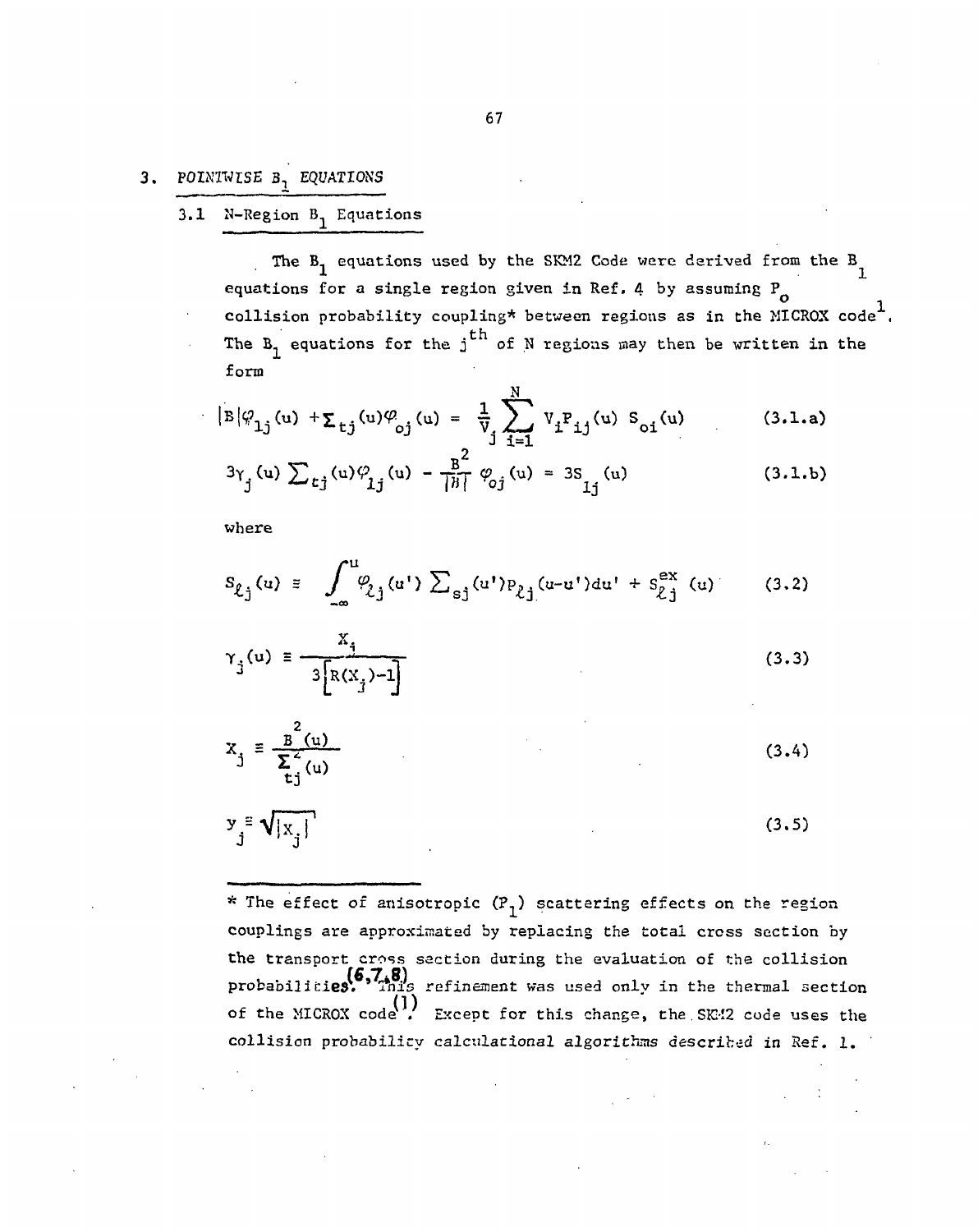## 3. POINTWISE $B_1$ EQUATIONS

### 3.1 N-Region $B_1$ Equations

The $B_1$ equations used by the SKM2 Code were derived from the $B_1$ equations for a single region given in Ref. 4 by assuming $P_o$ collision probability coupling* between regions as in the MICROX code[1]. The $B_1$ equations for the $j^{th}$ of N regions may then be written in the form

$$|B|\varphi_{1j}(u) + \Sigma_{tj}(u)\varphi_{oj}(u) = \frac{1}{V_j}\sum_{i=1}^{N} V_i P_{ij}(u)\, S_{oi}(u) \qquad (3.1.a)$$

$$3\gamma_j(u)\,\Sigma_{tj}(u)\varphi_{1j}(u) - \frac{B^2}{|B|}\,\varphi_{oj}(u) = 3S_{1j}(u) \qquad (3.1.b)$$

where

$$S_{\ell j}(u) \equiv \int_{-\infty}^{u} \varphi_{\ell j}(u')\,\Sigma_{sj}(u')P_{\ell j}(u-u')du' + S_{\ell j}^{ex}(u) \qquad (3.2)$$

$$\gamma_j(u) \equiv \frac{X_j}{3\left[R(X_j)-1\right]} \qquad (3.3)$$

$$X_j \equiv \frac{B^2(u)}{\Sigma_{tj}^2(u)} \qquad (3.4)$$

$$y_j \equiv \sqrt{|X_j|} \qquad (3.5)$$

---

\* The effect of anisotropic ($P_1$) scattering effects on the region couplings are approximated by replacing the total cross section by the transport cross section during the evaluation of the collision probabilities[6,7,8]. This refinement was used only in the thermal section of the MICROX code[1]. Except for this change, the SKM2 code uses the collision probability calculational algorithms described in Ref. 1.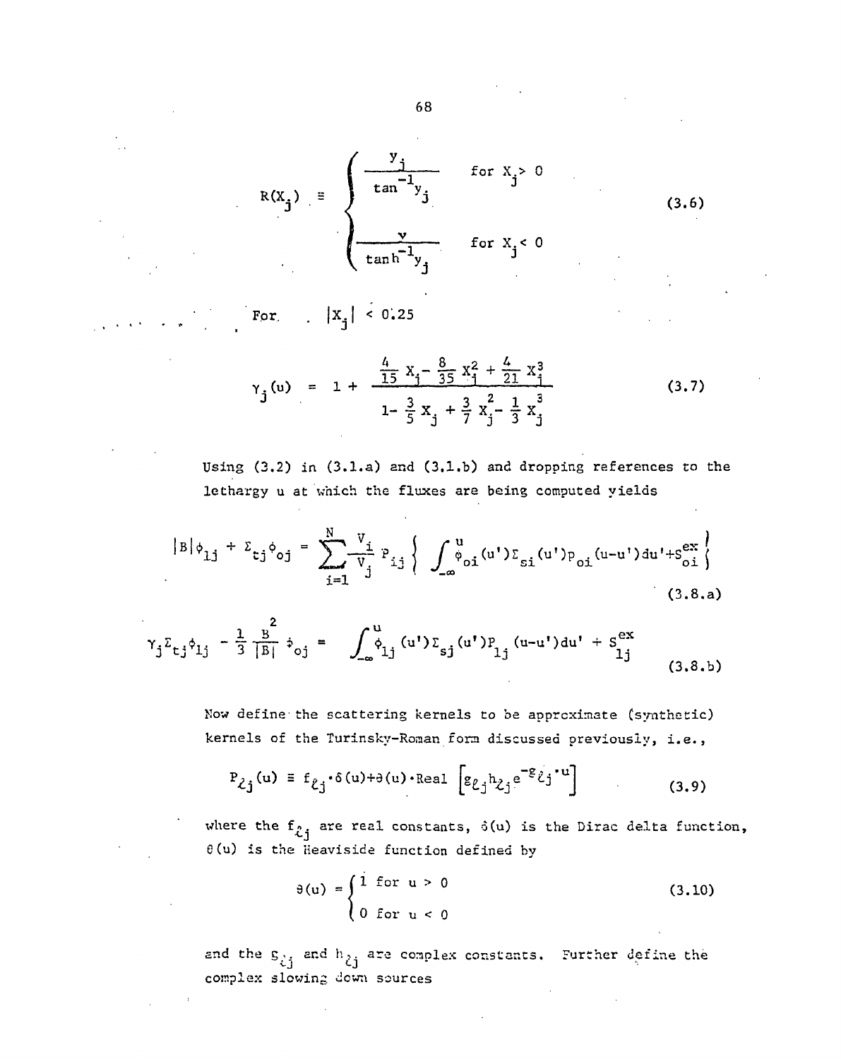$$R(X_j) \equiv \begin{cases} \dfrac{y_j}{\tan^{-1} y_j} & \text{for } X_j > 0 \\[2ex] \dfrac{v}{\tanh^{-1} y_j} & \text{for } X_j < 0 \end{cases} \tag{3.6}$$

For $|X_j| < 0.25$

$$\gamma_j(u) = 1 + \frac{\frac{4}{15} X_j - \frac{8}{35} X_j^2 + \frac{4}{21} X_j^3}{1 - \frac{3}{5} X_j + \frac{3}{7} X_j^2 - \frac{1}{3} X_j^3} \tag{3.7}$$

Using (3.2) in (3.1.a) and (3.1.b) and dropping references to the lethargy u at which the fluxes are being computed yields

$$|B|\phi_{1j} + \Sigma_{tj}\phi_{oj} = \sum_{i=1}^{N} \frac{V_i}{V_j} P_{ij} \left\{ \int_{-\infty}^{u} \phi_{oi}(u')\Sigma_{si}(u')p_{oi}(u-u')du' + S_{oi}^{ex} \right\} \tag{3.8.a}$$

$$\gamma_j \Sigma_{tj}\phi_{1j} - \frac{1}{3}\frac{B^2}{|B|}\phi_{oj} = \int_{-\infty}^{u} \phi_{1j}(u')\Sigma_{sj}(u')P_{1j}(u-u')du' + S_{1j}^{ex} \tag{3.8.b}$$

Now define the scattering kernels to be approximate (synthetic) kernels of the Turinsky-Roman form discussed previously, i.e.,

$$P_{\ell j}(u) \equiv f_{\ell j}\cdot\delta(u) + \theta(u)\cdot\text{Real}\left[g_{\ell j} h_{\ell j} e^{-g_{\ell j}\cdot u}\right] \tag{3.9}$$

where the $f_{\ell j}$ are real constants, $\delta(u)$ is the Dirac delta function, $\theta(u)$ is the Heaviside function defined by

$$\theta(u) = \begin{cases} 1 & \text{for } u > 0 \\ 0 & \text{for } u < 0 \end{cases} \tag{3.10}$$

and the $g_{\ell j}$ and $h_{\ell j}$ are complex constants. Further define the complex slowing down sources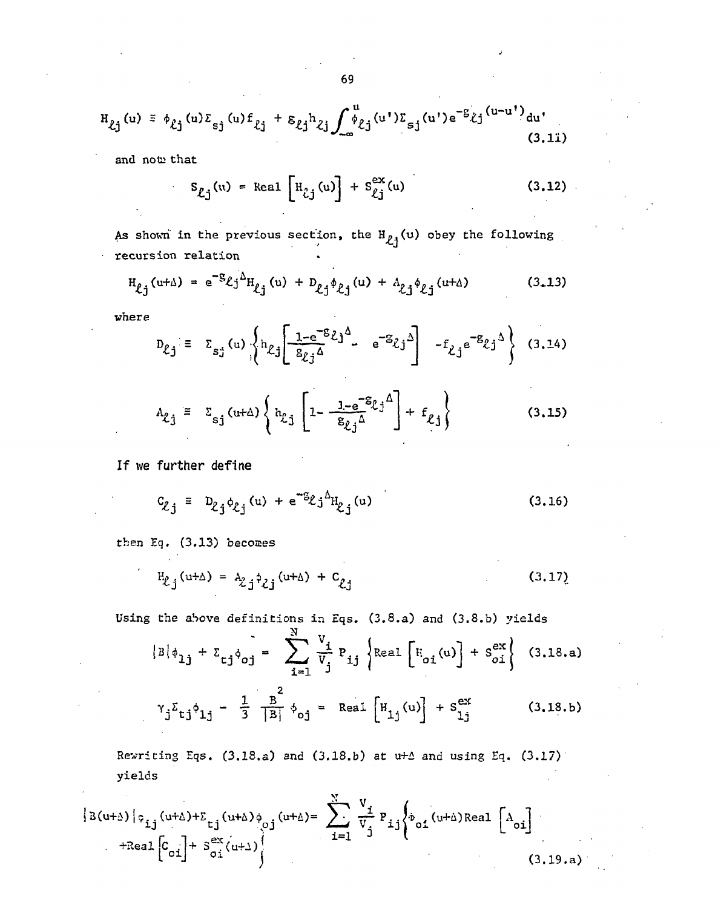$$H_{\ell j}(u) \equiv \phi_{\ell j}(u)\Sigma_{sj}(u)f_{\ell j} + g_{\ell j}h_{\ell j}\int_{-\infty}^{u}\phi_{\ell j}(u')\Sigma_{sj}(u')e^{-g_{\ell j}(u-u')}du' \tag{3.11}$$

and note that

$$S_{\ell j}(u) = \text{Real}\left[H_{\ell j}(u)\right] + S_{\ell j}^{ex}(u) \tag{3.12}$$

As shown in the previous section, the $H_{\ell j}(u)$ obey the following recursion relation

$$H_{\ell j}(u+\Delta) = e^{-g_{\ell j}\Delta}H_{\ell j}(u) + D_{\ell j}\phi_{\ell j}(u) + A_{\ell j}\phi_{\ell j}(u+\Delta) \tag{3.13}$$

where

$$D_{\ell j} \equiv \Sigma_{sj}(u)\left\{h_{\ell j}\left[\frac{1-e^{-g_{\ell j}\Delta}}{g_{\ell j}\Delta} - e^{-g_{\ell j}\Delta}\right] - f_{\ell j}e^{-g_{\ell j}\Delta}\right\} \tag{3.14}$$

$$A_{\ell j} \equiv \Sigma_{sj}(u+\Delta)\left\{h_{\ell j}\left[1 - \frac{1-e^{-g_{\ell j}\Delta}}{g_{\ell j}\Delta}\right] + f_{\ell j}\right\} \tag{3.15}$$

If we further define

$$C_{\ell j} \equiv D_{\ell j}\phi_{\ell j}(u) + e^{-g_{\ell j}\Delta}H_{\ell j}(u) \tag{3.16}$$

then Eq. (3.13) becomes

$$H_{\ell j}(u+\Delta) = A_{\ell j}\phi_{\ell j}(u+\Delta) + C_{\ell j} \tag{3.17}$$

Using the above definitions in Eqs. (3.8.a) and (3.8.b) yields

$$|B|\phi_{1j} + \Sigma_{tj}\phi_{oj} = \sum_{i=1}^{N}\frac{V_i}{V_j}P_{ij}\left\{\text{Real}\left[H_{oi}(u)\right] + S_{oi}^{ex}\right\} \tag{3.18.a}$$

$$\gamma_j\Sigma_{tj}\phi_{1j} - \frac{1}{3}\frac{B^2}{|B|}\phi_{oj} = \text{Real}\left[H_{1j}(u)\right] + S_{1j}^{ex} \tag{3.18.b}$$

Rewriting Eqs. (3.18.a) and (3.18.b) at $u+\Delta$ and using Eq. (3.17) yields

$$|B(u+\Delta)|\phi_{1j}(u+\Delta)+\Sigma_{tj}(u+\Delta)\phi_{oj}(u+\Delta)= \sum_{i=1}^{N}\frac{V_i}{V_j}P_{ij}\left\{\phi_{oi}(u+\Delta)\text{Real}\left[A_{oi}\right] + \text{Real}\left[C_{oi}\right] + S_{oi}^{ex}(u+\Delta)\right\} \tag{3.19.a}$$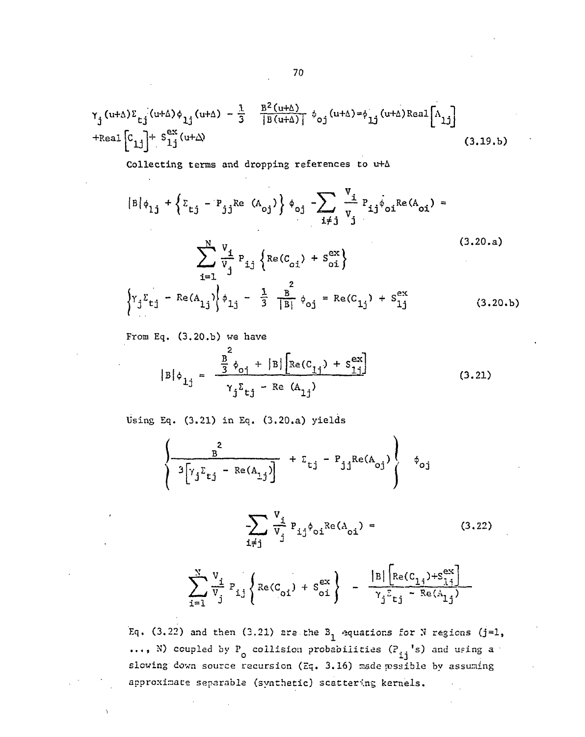$$\gamma_j(u+\Delta)\Sigma_{tj}(u+\Delta)\phi_{1j}(u+\Delta) - \frac{1}{3}\frac{B^2(u+\Delta)}{|B(u+\Delta)|}\phi_{oj}(u+\Delta) = \phi_{1j}(u+\Delta)\text{Real}\left[A_{1j}\right] + \text{Real}\left[C_{1j}\right] + S_{1j}^{ex}(u+\Delta) \tag{3.19.b}$$

Collecting terms and dropping references to $u+\Delta$

$$|B|\phi_{1j} + \left\{\Sigma_{tj} - P_{jj}\text{Re}(A_{oj})\right\}\phi_{oj} - \sum_{i\neq j}\frac{V_i}{V_j}P_{ij}\phi_{oi}\text{Re}(A_{oi}) = \sum_{i=1}^{N}\frac{V_i}{V_j}P_{ij}\left\{\text{Re}(C_{oi}) + S_{oi}^{ex}\right\} \tag{3.20.a}$$

$$\left\{\gamma_j\Sigma_{tj} - \text{Re}(A_{1j})\right\}\phi_{1j} - \frac{1}{3}\frac{B^2}{|B|}\phi_{oj} = \text{Re}(C_{1j}) + S_{1j}^{ex} \tag{3.20.b}$$

From Eq. (3.20.b) we have

$$|B|\phi_{1j} = \frac{\frac{B^2}{3}\phi_{oj} + |B|\left[\text{Re}(C_{1j}) + S_{1j}^{ex}\right]}{\gamma_j\Sigma_{tj} - \text{Re}(A_{1j})} \tag{3.21}$$

Using Eq. (3.21) in Eq. (3.20.a) yields

$$\left(\frac{B^2}{3\left[\gamma_j\Sigma_{tj} - \text{Re}(A_{1j})\right]} + \Sigma_{tj} - P_{jj}\text{Re}(A_{oj})\right)\phi_{oj} - \sum_{i\neq j}\frac{V_i}{V_j}P_{ij}\phi_{oi}\text{Re}(A_{oi}) = \sum_{i=1}^{N}\frac{V_i}{V_j}P_{ij}\left\{\text{Re}(C_{oi}) + S_{oi}^{ex}\right\} - \frac{|B|\left[\text{Re}(C_{1j}) + S_{1j}^{ex}\right]}{\gamma_j\Sigma_{tj} - \text{Re}(A_{1j})} \tag{3.22}$$

Eq. (3.22) and then (3.21) are the $B_1$ equations for $N$ regions ($j=1, \ldots, N$) coupled by $P_o$ collision probabilities ($P_{ij}$'s) and using a slowing down source recursion (Eq. 3.16) made possible by assuming approximate separable (synthetic) scattering kernels.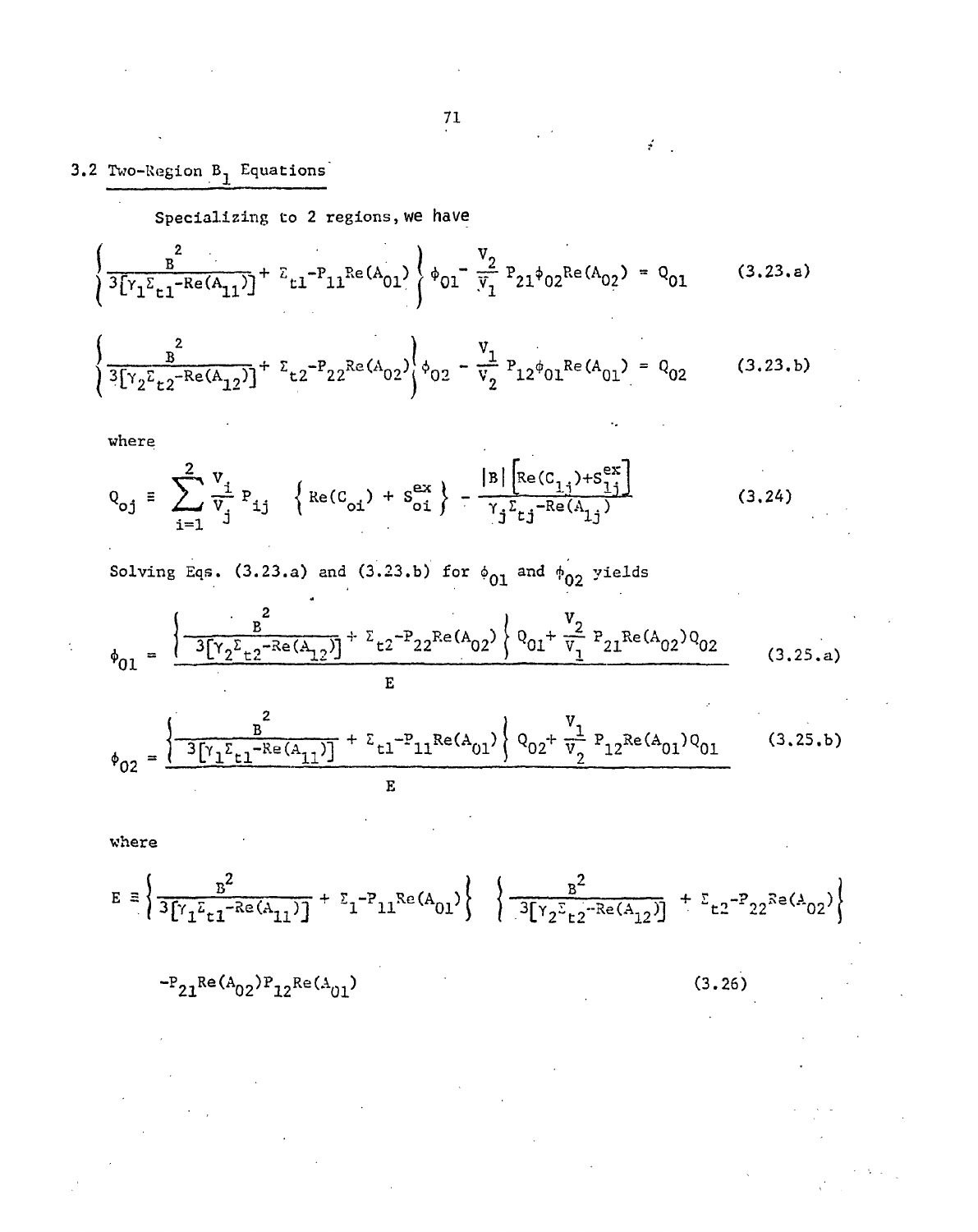## 3.2 Two-Region $B_1$ Equations

Specializing to 2 regions, we have

$$\left\{\frac{B^2}{3[\gamma_1\Sigma_{t1}-\mathrm{Re}(A_{11})]}+\Sigma_{t1}-P_{11}\mathrm{Re}(A_{01})\right\}\phi_{01}-\frac{V_2}{V_1}P_{21}\phi_{02}\mathrm{Re}(A_{02}) = Q_{01} \qquad (3.23.a)$$

$$\left\{\frac{B^2}{3[\gamma_2\Sigma_{t2}-\mathrm{Re}(A_{12})]}+\Sigma_{t2}-P_{22}\mathrm{Re}(A_{02})\right\}\phi_{02}-\frac{V_1}{V_2}P_{12}\phi_{01}\mathrm{Re}(A_{01}) = Q_{02} \qquad (3.23.b)$$

where

$$Q_{oj} \equiv \sum_{i=1}^{2}\frac{V_i}{V_j}P_{ij}\left\{\mathrm{Re}(C_{oi})+S_{oi}^{ex}\right\}-\frac{|B|\left[\mathrm{Re}(C_{1j})+S_{1j}^{ex}\right]}{\gamma_j\Sigma_{tj}-\mathrm{Re}(A_{1j})} \qquad (3.24)$$

Solving Eqs. (3.23.a) and (3.23.b) for $\phi_{01}$ and $\phi_{02}$ yields

$$\phi_{01} = \frac{\left\{\frac{B^2}{3[\gamma_2\Sigma_{t2}-\mathrm{Re}(A_{12})]}+\Sigma_{t2}-P_{22}\mathrm{Re}(A_{02})\right\}Q_{01}+\frac{V_2}{V_1}P_{21}\mathrm{Re}(A_{02})Q_{02}}{E} \qquad (3.25.a)$$

$$\phi_{02} = \frac{\left\{\frac{B^2}{3[\gamma_1\Sigma_{t1}-\mathrm{Re}(A_{11})]}+\Sigma_{t1}-P_{11}\mathrm{Re}(A_{01})\right\}Q_{02}+\frac{V_1}{V_2}P_{12}\mathrm{Re}(A_{01})Q_{01}}{E} \qquad (3.25.b)$$

where

$$E \equiv \left\{\frac{B^2}{3[\gamma_1\Sigma_{t1}-\mathrm{Re}(A_{11})]}+\Sigma_1-P_{11}\mathrm{Re}(A_{01})\right\}\left\{\frac{B^2}{3[\gamma_2\Sigma_{t2}-\mathrm{Re}(A_{12})]}+\Sigma_{t2}-P_{22}\mathrm{Re}(A_{02})\right\}$$

$$-P_{21}\mathrm{Re}(A_{02})P_{12}\mathrm{Re}(A_{01}) \qquad (3.26)$$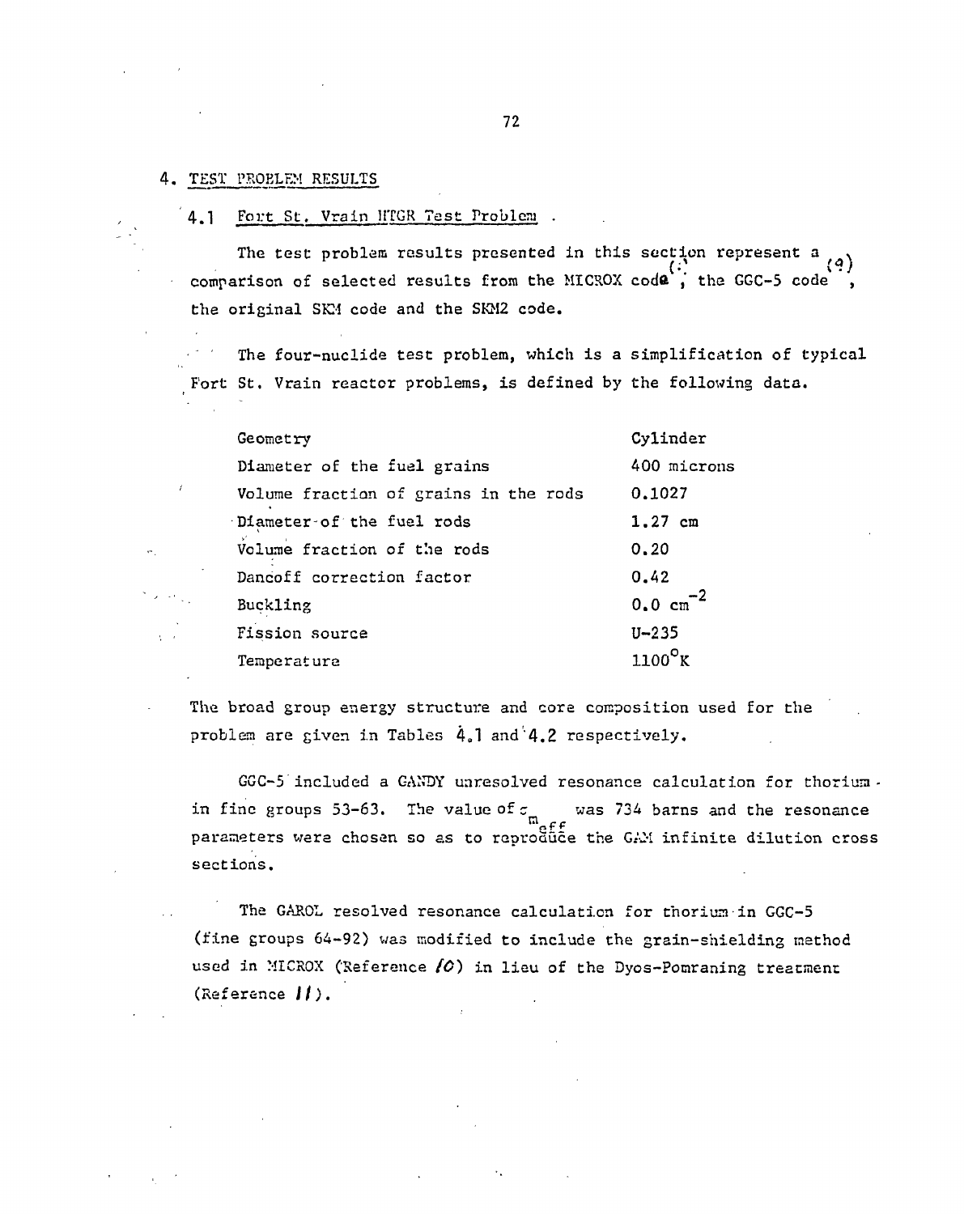# 4. TEST PROBLEM RESULTS

## 4.1 Fort St. Vrain HTGR Test Problem

The test problem results presented in this section represent a comparison of selected results from the MICROX code (8), the GGC-5 code (9), the original SKM code and the SKM2 code.

The four-nuclide test problem, which is a simplification of typical Fort St. Vrain reactor problems, is defined by the following data.

| | |
|---|---|
| Geometry | Cylinder |
| Diameter of the fuel grains | 400 microns |
| Volume fraction of grains in the rods | 0.1027 |
| Diameter of the fuel rods | 1.27 cm |
| Volume fraction of the rods | 0.20 |
| Dancoff correction factor | 0.42 |
| Buckling | 0.0 $cm^{-2}$ |
| Fission source | U-235 |
| Temperature | $1100^{\circ}K$ |

The broad group energy structure and core composition used for the problem are given in Tables 4.1 and 4.2 respectively.

GGC-5 included a GANDY unresolved resonance calculation for thorium in fine groups 53-63. The value of $\sigma_{m_{eff}}$ was 734 barns and the resonance parameters were chosen so as to reproduce the GAM infinite dilution cross sections.

The GAROL resolved resonance calculation for thorium in GGC-5 (fine groups 64-92) was modified to include the grain-shielding method used in MICROX (Reference 10) in lieu of the Dyos-Pomraning treatment (Reference 11).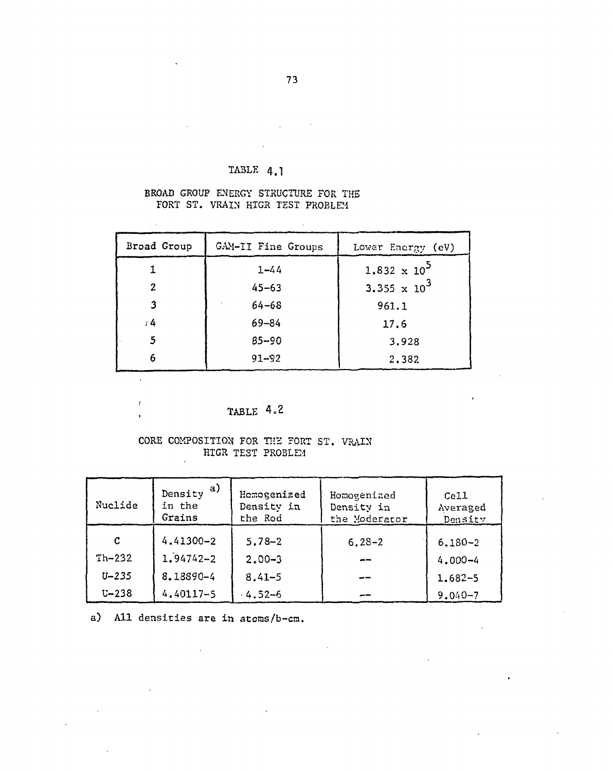TABLE 4.1

BROAD GROUP ENERGY STRUCTURE FOR THE FORT ST. VRAIN HTGR TEST PROBLEM

| Broad Group | GAM-II Fine Groups | Lower Energy (eV) |
|---|---|---|
| 1 | 1-44 | $1.832 \times 10^5$ |
| 2 | 45-63 | $3.355 \times 10^3$ |
| 3 | 64-68 | 961.1 |
| 4 | 69-84 | 17.6 |
| 5 | 85-90 | 3.928 |
| 6 | 91-92 | 2.382 |

TABLE 4.2

CORE COMPOSITION FOR THE FORT ST. VRAIN HTGR TEST PROBLEM

| Nuclide | Density in the Grains [a] | Homogenized Density in the Rod | Homogenized Density in the Moderator | Cell Averaged Density |
|---|---|---|---|---|
| C | 4.41300-2 | 5.78-2 | 6.28-2 | 6.180-2 |
| Th-232 | 1.94742-2 | 2.00-3 | -- | 4.000-4 |
| U-235 | 8.18890-4 | 8.41-5 | -- | 1.682-5 |
| U-238 | 4.40117-5 | 4.52-6 | -- | 9.040-7 |

a) All densities are in atoms/b-cm.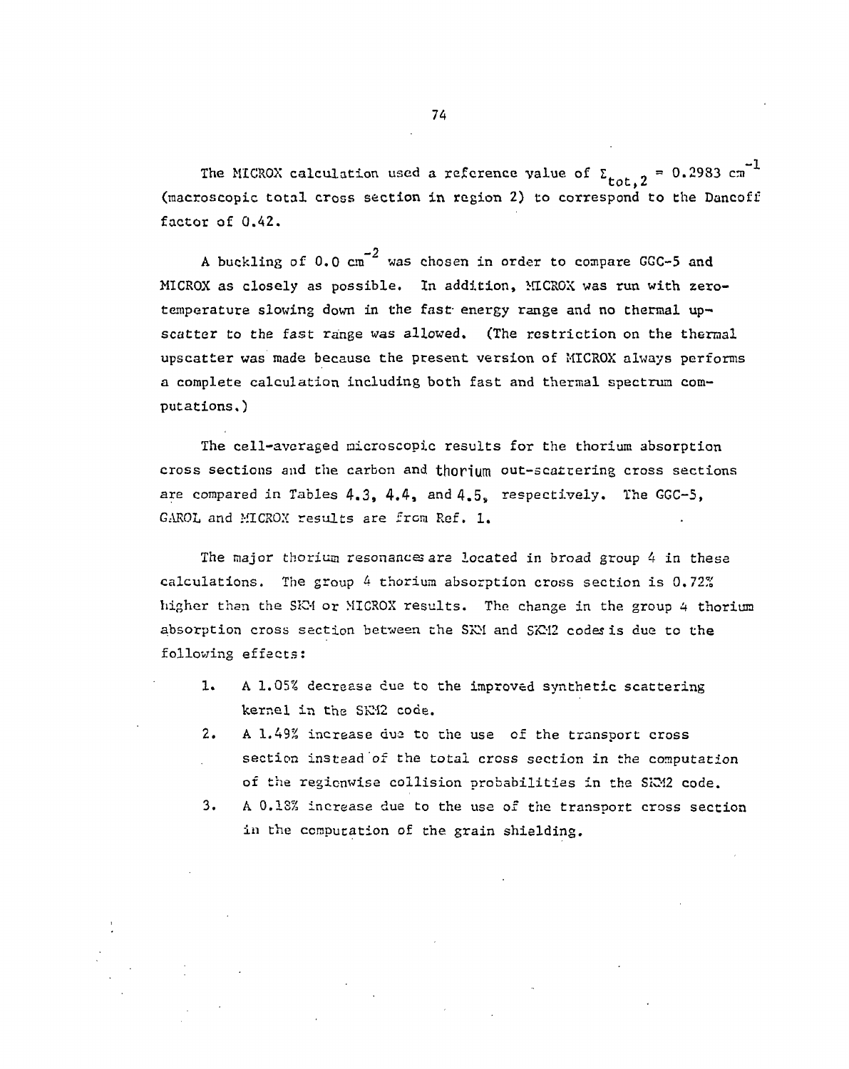The MICROX calculation used a reference value of $\Sigma_{tot,2} = 0.2983\ cm^{-1}$ (macroscopic total cross section in region 2) to correspond to the Dancoff factor of 0.42.

A buckling of $0.0\ cm^{-2}$ was chosen in order to compare GGC-5 and MICROX as closely as possible. In addition, MICROX was run with zero-temperature slowing down in the fast energy range and no thermal upscatter to the fast range was allowed. (The restriction on the thermal upscatter was made because the present version of MICROX always performs a complete calculation including both fast and thermal spectrum computations.)

The cell-averaged microscopic results for the thorium absorption cross sections and the carbon and thorium out-scattering cross sections are compared in Tables 4.3, 4.4, and 4.5, respectively. The GGC-5, GAROL and MICROX results are from Ref. 1.

The major thorium resonances are located in broad group 4 in these calculations. The group 4 thorium absorption cross section is 0.72% higher then the SKM or MICROX results. The change in the group 4 thorium absorption cross section between the SKM and SKM2 codes is due to the following effects:

1. A 1.05% decrease due to the improved synthetic scattering kernel in the SKM2 code.
2. A 1.49% increase due to the use of the transport cross section instead of the total cross section in the computation of the regionwise collision probabilities in the SKM2 code.
3. A 0.18% increase due to the use of the transport cross section in the computation of the grain shielding.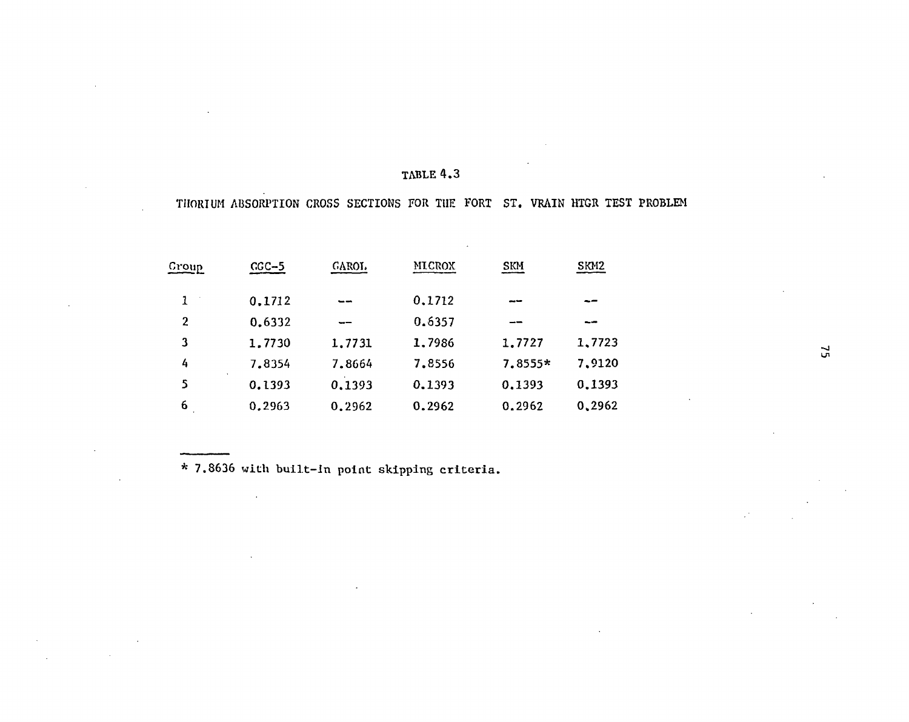TABLE 4.3

THORIUM ABSORPTION CROSS SECTIONS FOR THE FORT ST. VRAIN HTGR TEST PROBLEM

| Group | GGC-5 | GAROL | MICROX | SKM | SKM2 |
|---|---|---|---|---|---|
| 1 | 0.1712 | -- | 0.1712 | -- | -- |
| 2 | 0.6332 | -- | 0.6357 | -- | -- |
| 3 | 1.7730 | 1.7731 | 1.7986 | 1.7727 | 1.7723 |
| 4 | 7.8354 | 7.8664 | 7.8556 | 7.8555* | 7.9120 |
| 5 | 0.1393 | 0.1393 | 0.1393 | 0.1393 | 0.1393 |
| 6 | 0.2963 | 0.2962 | 0.2962 | 0.2962 | 0.2962 |

* 7.8636 with built-in point skipping criteria.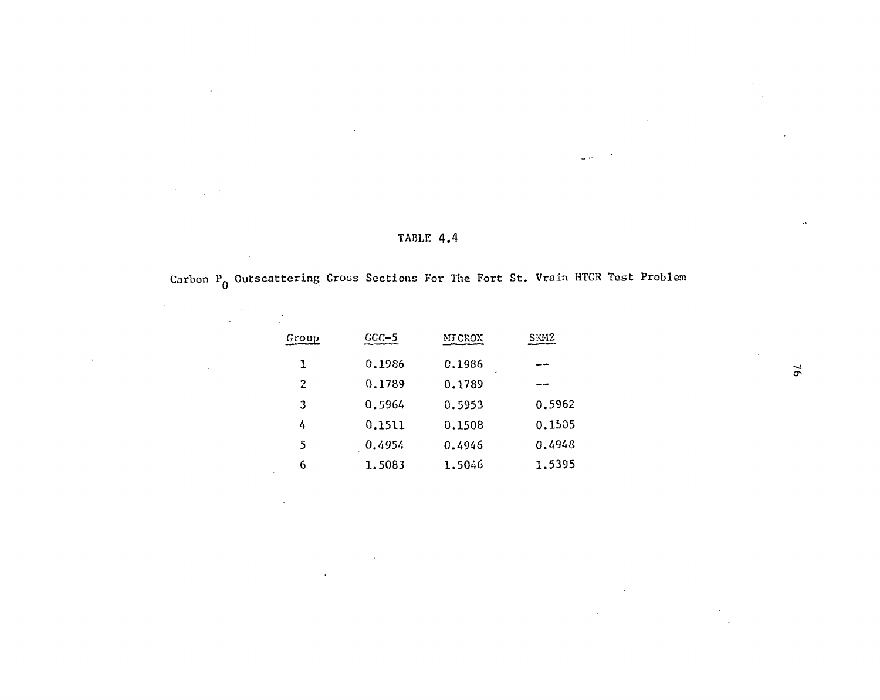TABLE 4.4

Carbon $P_0$ Outscattering Cross Sections For The Fort St. Vrain HTGR Test Problem

| Group | GGC-5 | MICROX | SKM2 |
|---|---|---|---|
| 1 | 0.1986 | 0.1986 | -- |
| 2 | 0.1789 | 0.1789 | -- |
| 3 | 0.5964 | 0.5953 | 0.5962 |
| 4 | 0.1511 | 0.1508 | 0.1505 |
| 5 | 0.4954 | 0.4946 | 0.4948 |
| 6 | 1.5083 | 1.5046 | 1.5395 |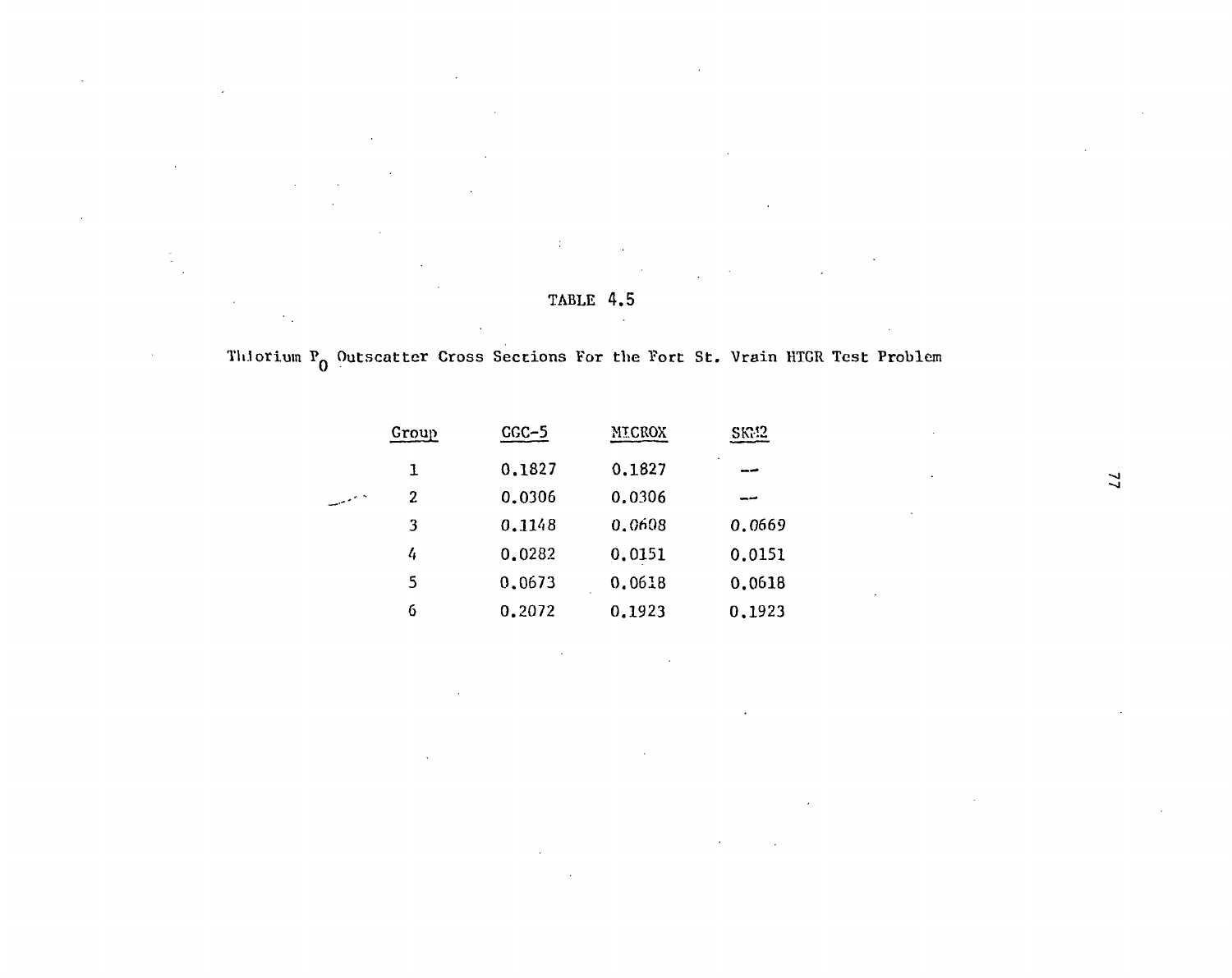TABLE 4.5

Thorium $P_0$ Outscatter Cross Sections For the Fort St. Vrain HTGR Test Problem

| Group | GGC-5 | MICROX | SKM2 |
|---|---|---|---|
| 1 | 0.1827 | 0.1827 | -- |
| 2 | 0.0306 | 0.0306 | -- |
| 3 | 0.1148 | 0.0608 | 0.0669 |
| 4 | 0.0282 | 0.0151 | 0.0151 |
| 5 | 0.0673 | 0.0618 | 0.0618 |
| 6 | 0.2072 | 0.1923 | 0.1923 |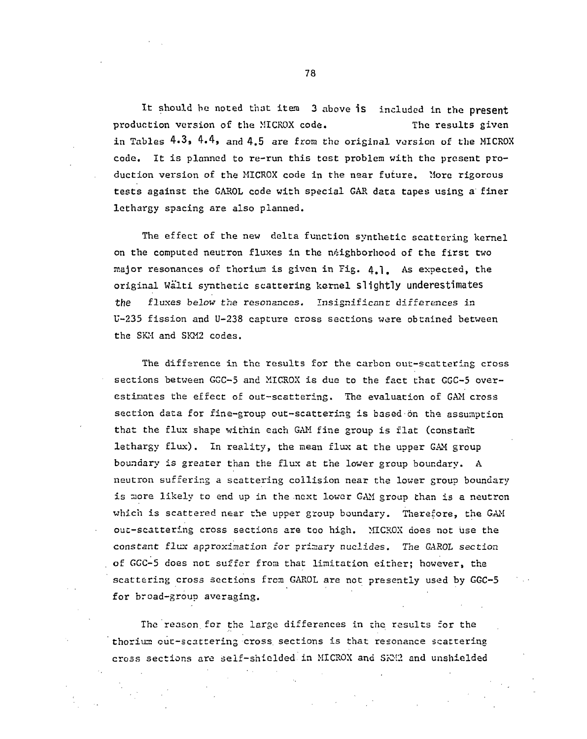It should be noted that item 3 above is included in the present production version of the MICROX code. The results given in Tables 4.3, 4.4, and 4.5 are from the original version of the MICROX code. It is planned to re-run this test problem with the present production version of the MICROX code in the near future. More rigorous tests against the GAROL code with special GAR data tapes using a finer lethargy spacing are also planned.

The effect of the new delta function synthetic scattering kernel on the computed neutron fluxes in the neighborhood of the first two major resonances of thorium is given in Fig. 4.1. As expected, the original Wälti synthetic scattering kernel slightly underestimates the fluxes below the resonances. Insignificant differences in U-235 fission and U-238 capture cross sections were obtained between the SKM and SKM2 codes.

The difference in the results for the carbon out-scattering cross sections between GGC-5 and MICROX is due to the fact that GGC-5 overestimates the effect of out-scattering. The evaluation of GAM cross section data for fine-group out-scattering is based on the assumption that the flux shape within each GAM fine group is flat (constant lethargy flux). In reality, the mean flux at the upper GAM group boundary is greater than the flux at the lower group boundary. A neutron suffering a scattering collision near the lower group boundary is more likely to end up in the next lower GAM group than is a neutron which is scattered near the upper group boundary. Therefore, the GAM out-scattering cross sections are too high. MICROX does not use the constant flux approximation for primary nuclides. The GAROL section of GGC-5 does not suffer from that limitation either; however, the scattering cross sections from GAROL are not presently used by GGC-5 for broad-group averaging.

The reason for the large differences in the results for the thorium out-scattering cross sections is that resonance scattering cross sections are self-shielded in MICROX and SKM2 and unshielded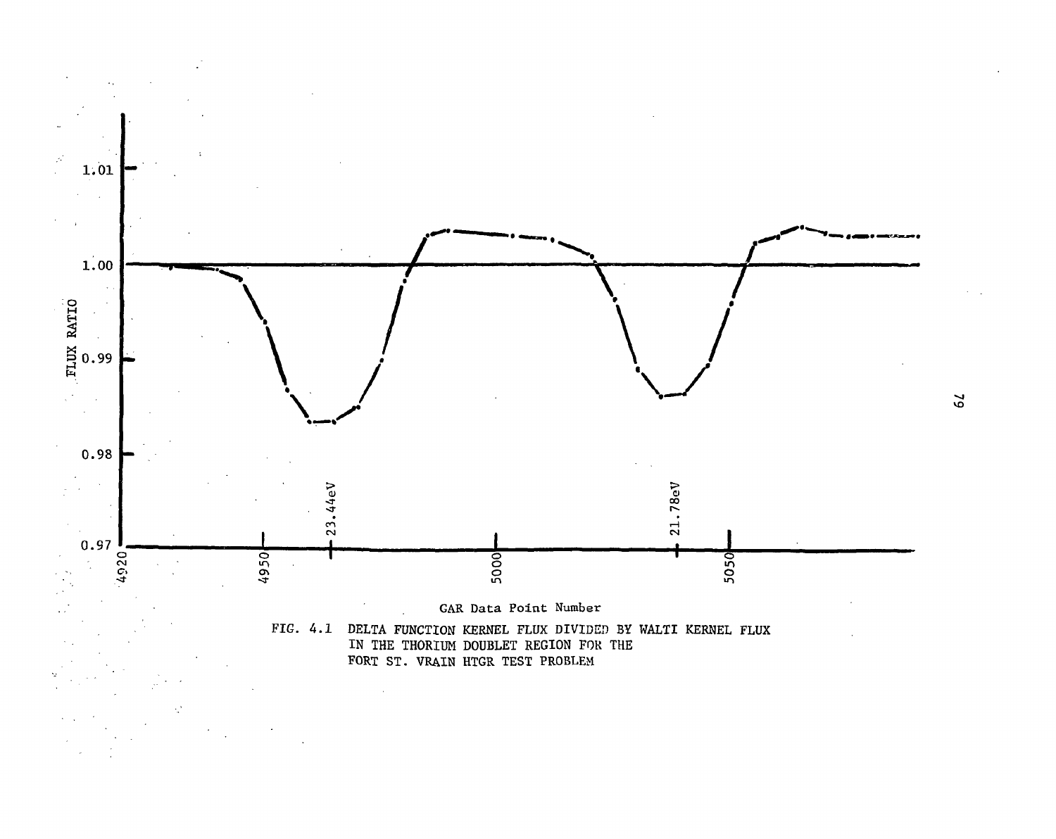FIG. 4.1 DELTA FUNCTION KERNEL FLUX DIVIDED BY WALTI KERNEL FLUX IN THE THORIUM DOUBLET REGION FOR THE FORT ST. VRAIN HTGR TEST PROBLEM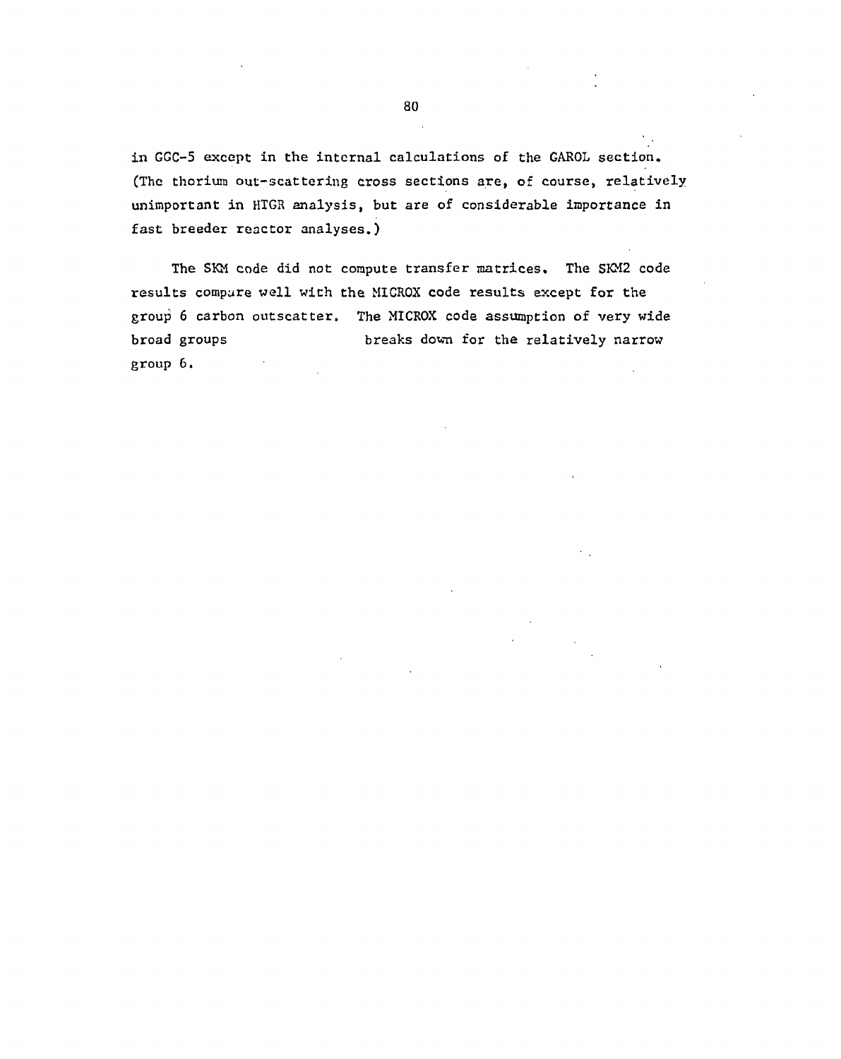in GGC-5 except in the internal calculations of the GAROL section. (The thorium out-scattering cross sections are, of course, relatively unimportant in HTGR analysis, but are of considerable importance in fast breeder reactor analyses.)

The SKM code did not compute transfer matrices. The SKM2 code results compare well with the MICROX code results except for the group 6 carbon outscatter. The MICROX code assumption of very wide broad groups breaks down for the relatively narrow group 6.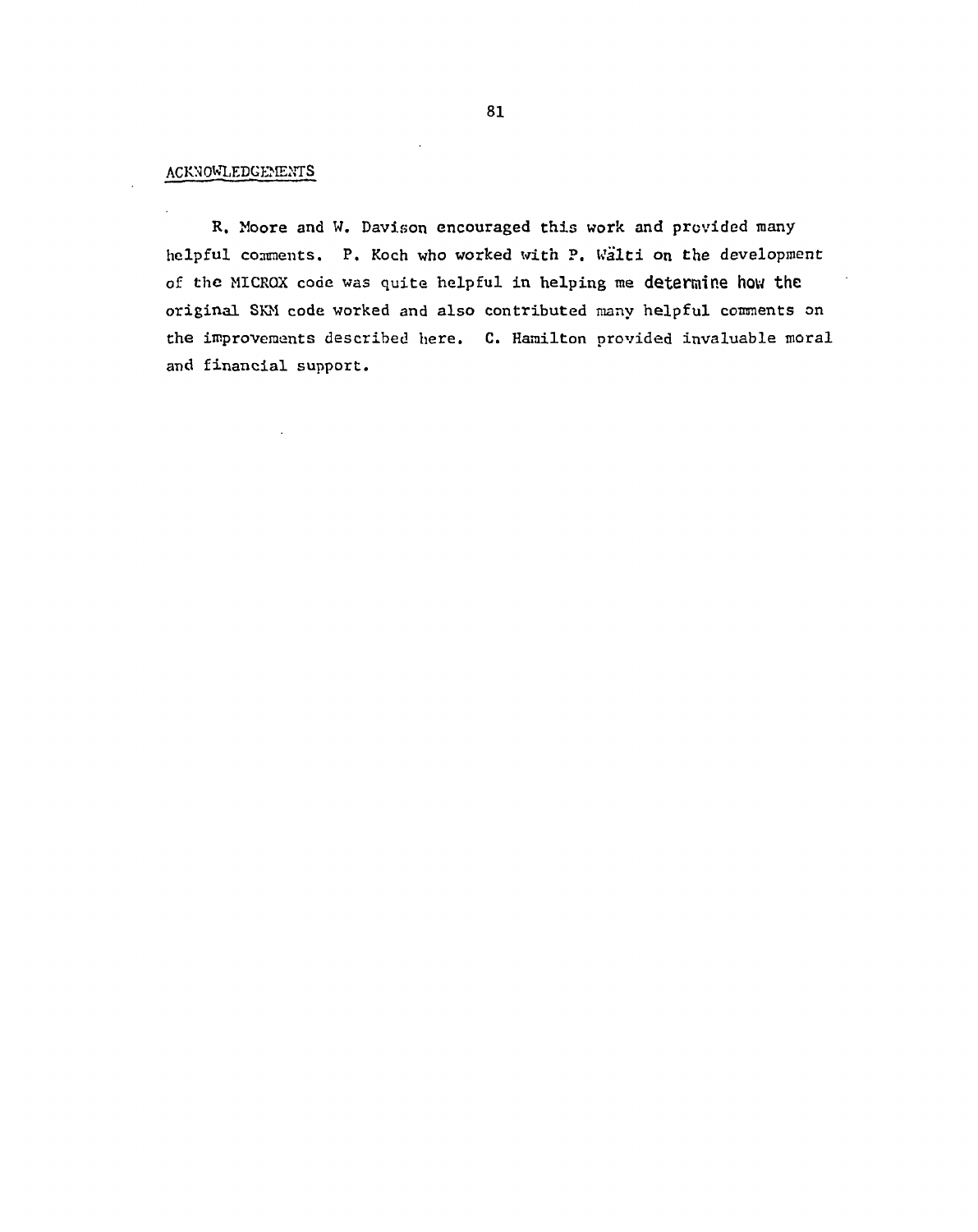## ACKNOWLEDGEMENTS

R. Moore and W. Davison encouraged this work and provided many helpful comments. P. Koch who worked with P. Wälti on the development of the MICROX code was quite helpful in helping me determine how the original SKM code worked and also contributed many helpful comments on the improvements described here. C. Hamilton provided invaluable moral and financial support.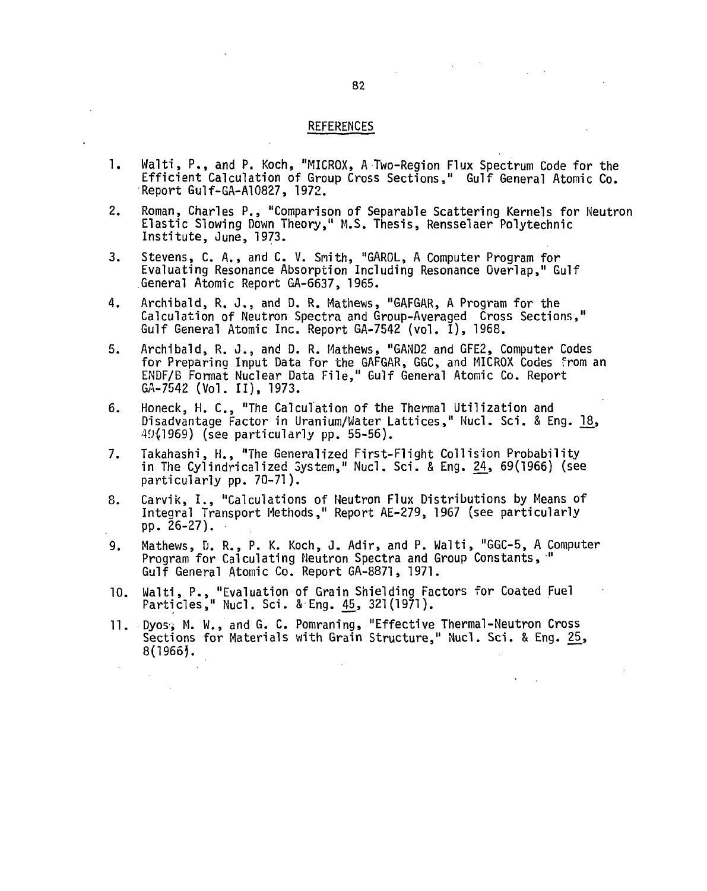## REFERENCES

1. Walti, P., and P. Koch, "MICROX, A Two-Region Flux Spectrum Code for the Efficient Calculation of Group Cross Sections," Gulf General Atomic Co. Report Gulf-GA-A10827, 1972.
2. Roman, Charles P., "Comparison of Separable Scattering Kernels for Neutron Elastic Slowing Down Theory," M.S. Thesis, Rensselaer Polytechnic Institute, June, 1973.
3. Stevens, C. A., and C. V. Smith, "GAROL, A Computer Program for Evaluating Resonance Absorption Including Resonance Overlap," Gulf General Atomic Report GA-6637, 1965.
4. Archibald, R. J., and D. R. Mathews, "GAFGAR, A Program for the Calculation of Neutron Spectra and Group-Averaged Cross Sections," Gulf General Atomic Inc. Report GA-7542 (vol. I), 1968.
5. Archibald, R. J., and D. R. Mathews, "GAND2 and GFE2, Computer Codes for Preparing Input Data for the GAFGAR, GGC, and MICROX Codes from an ENDF/B Format Nuclear Data File," Gulf General Atomic Co. Report GA-7542 (Vol. II), 1973.
6. Honeck, H. C., "The Calculation of the Thermal Utilization and Disadvantage Factor in Uranium/Water Lattices," Nucl. Sci. & Eng. 18, 49(1969) (see particularly pp. 55-56).
7. Takahashi, H., "The Generalized First-Flight Collision Probability in The Cylindricalized System," Nucl. Sci. & Eng. 24, 69(1966) (see particularly pp. 70-71).
8. Carvik, I., "Calculations of Neutron Flux Distributions by Means of Integral Transport Methods," Report AE-279, 1967 (see particularly pp. 26-27).
9. Mathews, D. R., P. K. Koch, J. Adir, and P. Walti, "GGC-5, A Computer Program for Calculating Neutron Spectra and Group Constants," Gulf General Atomic Co. Report GA-8871, 1971.
10. Walti, P., "Evaluation of Grain Shielding Factors for Coated Fuel Particles," Nucl. Sci. & Eng. 45, 321(1971).
11. Dyos, M. W., and G. C. Pomraning, "Effective Thermal-Neutron Cross Sections for Materials with Grain Structure," Nucl. Sci. & Eng. 25, 8(1966).